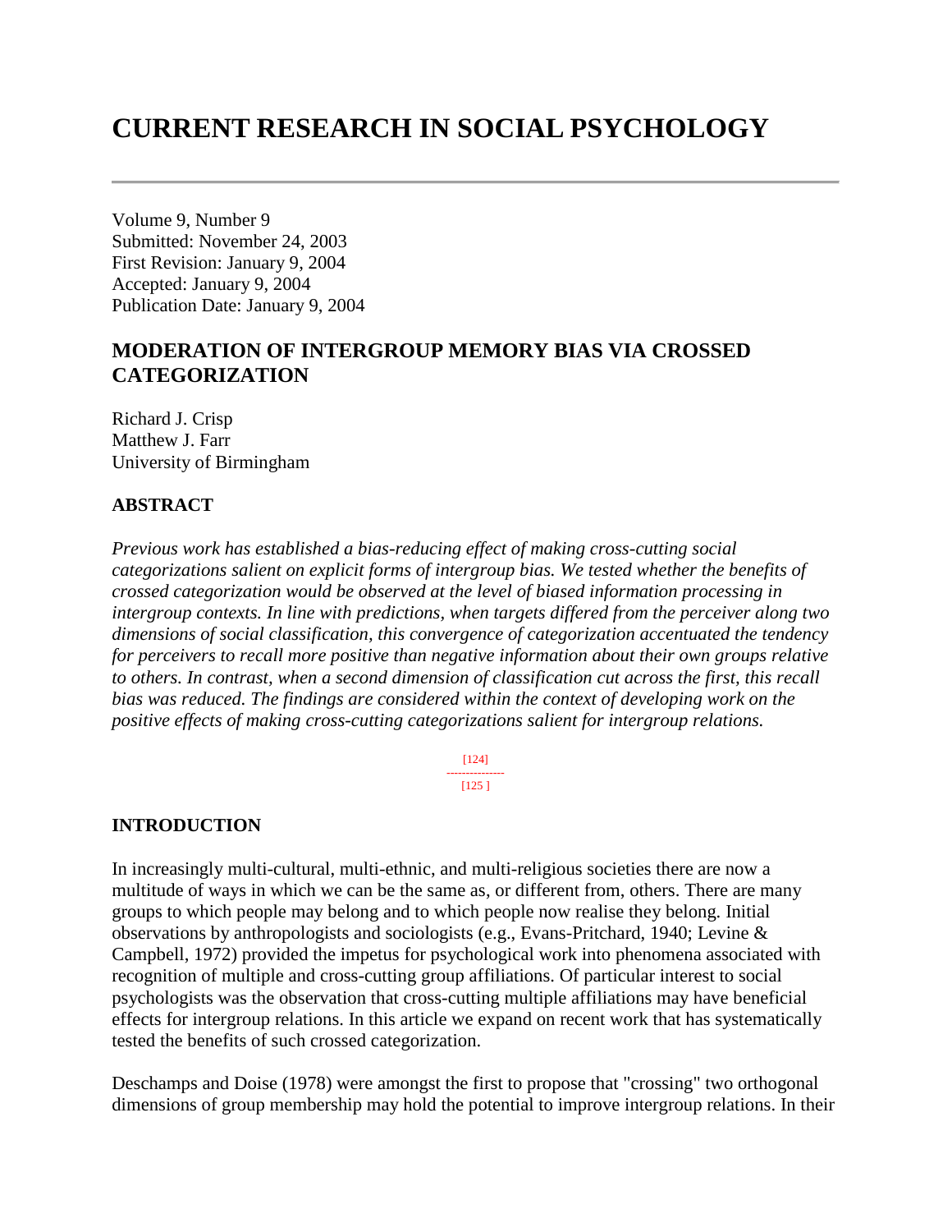# CURRENT RESEARCH IN SOCIAL PSYCHOLOGY

Volume 9, Number 9
Submitted: November 24, 2003
First Revision: January 9, 2004
Accepted: January 9, 2004
Publication Date: January 9, 2004

## MODERATION OF INTERGROUP MEMORY BIAS VIA CROSSED CATEGORIZATION

Richard J. Crisp
Matthew J. Farr
University of Birmingham

### ABSTRACT

*Previous work has established a bias-reducing effect of making cross-cutting social categorizations salient on explicit forms of intergroup bias. We tested whether the benefits of crossed categorization would be observed at the level of biased information processing in intergroup contexts. In line with predictions, when targets differed from the perceiver along two dimensions of social classification, this convergence of categorization accentuated the tendency for perceivers to recall more positive than negative information about their own groups relative to others. In contrast, when a second dimension of classification cut across the first, this recall bias was reduced. The findings are considered within the context of developing work on the positive effects of making cross-cutting categorizations salient for intergroup relations.*

### INTRODUCTION

In increasingly multi-cultural, multi-ethnic, and multi-religious societies there are now a multitude of ways in which we can be the same as, or different from, others. There are many groups to which people may belong and to which people now realise they belong. Initial observations by anthropologists and sociologists (e.g., Evans-Pritchard, 1940; Levine & Campbell, 1972) provided the impetus for psychological work into phenomena associated with recognition of multiple and cross-cutting group affiliations. Of particular interest to social psychologists was the observation that cross-cutting multiple affiliations may have beneficial effects for intergroup relations. In this article we expand on recent work that has systematically tested the benefits of such crossed categorization.

Deschamps and Doise (1978) were amongst the first to propose that "crossing" two orthogonal dimensions of group membership may hold the potential to improve intergroup relations. In their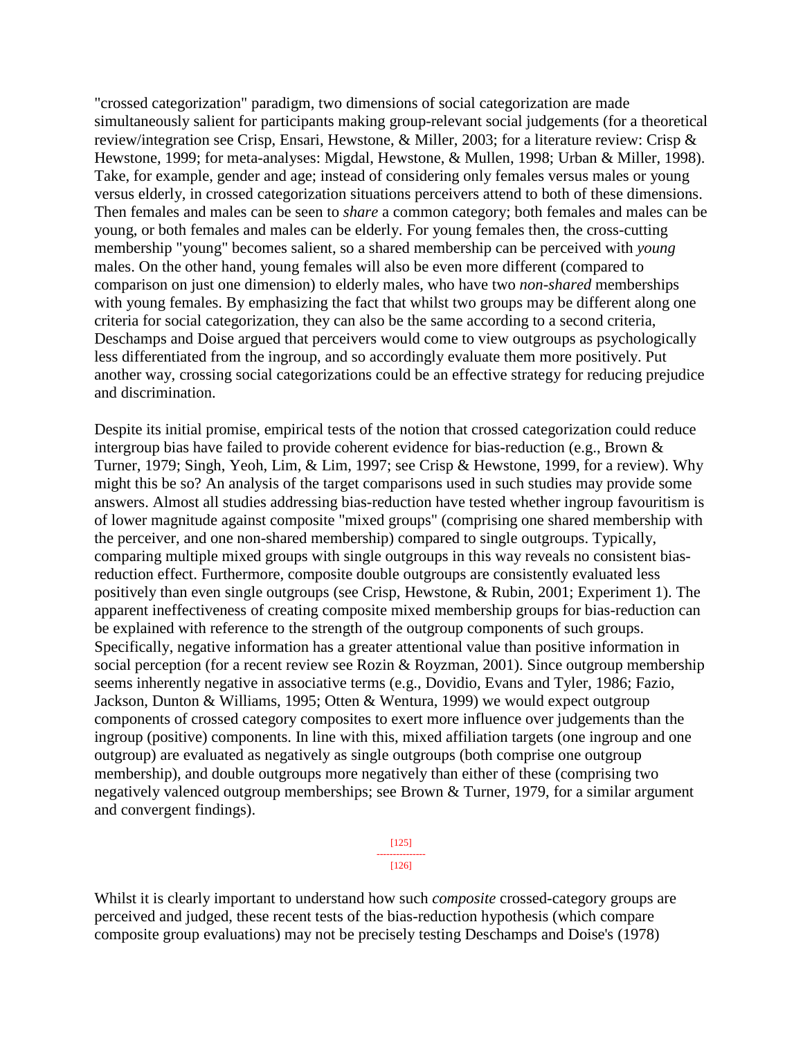"crossed categorization" paradigm, two dimensions of social categorization are made simultaneously salient for participants making group-relevant social judgements (for a theoretical review/integration see Crisp, Ensari, Hewstone, & Miller, 2003; for a literature review: Crisp & Hewstone, 1999; for meta-analyses: Migdal, Hewstone, & Mullen, 1998; Urban & Miller, 1998). Take, for example, gender and age; instead of considering only females versus males or young versus elderly, in crossed categorization situations perceivers attend to both of these dimensions. Then females and males can be seen to *share* a common category; both females and males can be young, or both females and males can be elderly. For young females then, the cross-cutting membership "young" becomes salient, so a shared membership can be perceived with *young* males. On the other hand, young females will also be even more different (compared to comparison on just one dimension) to elderly males, who have two *non-shared* memberships with young females. By emphasizing the fact that whilst two groups may be different along one criteria for social categorization, they can also be the same according to a second criteria, Deschamps and Doise argued that perceivers would come to view outgroups as psychologically less differentiated from the ingroup, and so accordingly evaluate them more positively. Put another way, crossing social categorizations could be an effective strategy for reducing prejudice and discrimination.

Despite its initial promise, empirical tests of the notion that crossed categorization could reduce intergroup bias have failed to provide coherent evidence for bias-reduction (e.g., Brown & Turner, 1979; Singh, Yeoh, Lim, & Lim, 1997; see Crisp & Hewstone, 1999, for a review). Why might this be so? An analysis of the target comparisons used in such studies may provide some answers. Almost all studies addressing bias-reduction have tested whether ingroup favouritism is of lower magnitude against composite "mixed groups" (comprising one shared membership with the perceiver, and one non-shared membership) compared to single outgroups. Typically, comparing multiple mixed groups with single outgroups in this way reveals no consistent bias-reduction effect. Furthermore, composite double outgroups are consistently evaluated less positively than even single outgroups (see Crisp, Hewstone, & Rubin, 2001; Experiment 1). The apparent ineffectiveness of creating composite mixed membership groups for bias-reduction can be explained with reference to the strength of the outgroup components of such groups. Specifically, negative information has a greater attentional value than positive information in social perception (for a recent review see Rozin & Royzman, 2001). Since outgroup membership seems inherently negative in associative terms (e.g., Dovidio, Evans and Tyler, 1986; Fazio, Jackson, Dunton & Williams, 1995; Otten & Wentura, 1999) we would expect outgroup components of crossed category composites to exert more influence over judgements than the ingroup (positive) components. In line with this, mixed affiliation targets (one ingroup and one outgroup) are evaluated as negatively as single outgroups (both comprise one outgroup membership), and double outgroups more negatively than either of these (comprising two negatively valenced outgroup memberships; see Brown & Turner, 1979, for a similar argument and convergent findings).

Whilst it is clearly important to understand how such *composite* crossed-category groups are perceived and judged, these recent tests of the bias-reduction hypothesis (which compare composite group evaluations) may not be precisely testing Deschamps and Doise's (1978)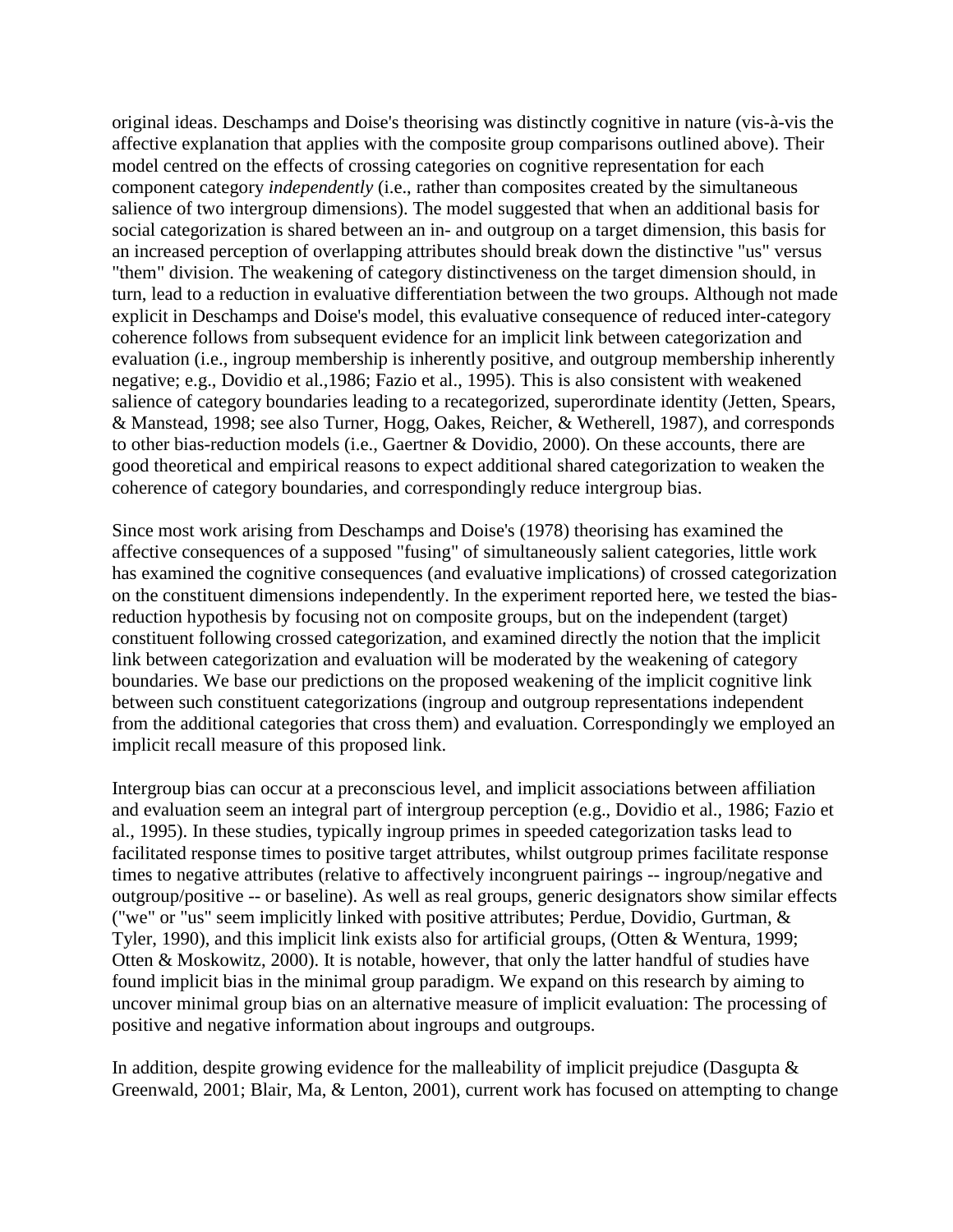original ideas. Deschamps and Doise's theorising was distinctly cognitive in nature (vis-à-vis the affective explanation that applies with the composite group comparisons outlined above). Their model centred on the effects of crossing categories on cognitive representation for each component category *independently* (i.e., rather than composites created by the simultaneous salience of two intergroup dimensions). The model suggested that when an additional basis for social categorization is shared between an in- and outgroup on a target dimension, this basis for an increased perception of overlapping attributes should break down the distinctive "us" versus "them" division. The weakening of category distinctiveness on the target dimension should, in turn, lead to a reduction in evaluative differentiation between the two groups. Although not made explicit in Deschamps and Doise's model, this evaluative consequence of reduced inter-category coherence follows from subsequent evidence for an implicit link between categorization and evaluation (i.e., ingroup membership is inherently positive, and outgroup membership inherently negative; e.g., Dovidio et al.,1986; Fazio et al., 1995). This is also consistent with weakened salience of category boundaries leading to a recategorized, superordinate identity (Jetten, Spears, & Manstead, 1998; see also Turner, Hogg, Oakes, Reicher, & Wetherell, 1987), and corresponds to other bias-reduction models (i.e., Gaertner & Dovidio, 2000). On these accounts, there are good theoretical and empirical reasons to expect additional shared categorization to weaken the coherence of category boundaries, and correspondingly reduce intergroup bias.

Since most work arising from Deschamps and Doise's (1978) theorising has examined the affective consequences of a supposed "fusing" of simultaneously salient categories, little work has examined the cognitive consequences (and evaluative implications) of crossed categorization on the constituent dimensions independently. In the experiment reported here, we tested the bias-reduction hypothesis by focusing not on composite groups, but on the independent (target) constituent following crossed categorization, and examined directly the notion that the implicit link between categorization and evaluation will be moderated by the weakening of category boundaries. We base our predictions on the proposed weakening of the implicit cognitive link between such constituent categorizations (ingroup and outgroup representations independent from the additional categories that cross them) and evaluation. Correspondingly we employed an implicit recall measure of this proposed link.

Intergroup bias can occur at a preconscious level, and implicit associations between affiliation and evaluation seem an integral part of intergroup perception (e.g., Dovidio et al., 1986; Fazio et al., 1995). In these studies, typically ingroup primes in speeded categorization tasks lead to facilitated response times to positive target attributes, whilst outgroup primes facilitate response times to negative attributes (relative to affectively incongruent pairings -- ingroup/negative and outgroup/positive -- or baseline). As well as real groups, generic designators show similar effects ("we" or "us" seem implicitly linked with positive attributes; Perdue, Dovidio, Gurtman, & Tyler, 1990), and this implicit link exists also for artificial groups, (Otten & Wentura, 1999; Otten & Moskowitz, 2000). It is notable, however, that only the latter handful of studies have found implicit bias in the minimal group paradigm. We expand on this research by aiming to uncover minimal group bias on an alternative measure of implicit evaluation: The processing of positive and negative information about ingroups and outgroups.

In addition, despite growing evidence for the malleability of implicit prejudice (Dasgupta & Greenwald, 2001; Blair, Ma, & Lenton, 2001), current work has focused on attempting to change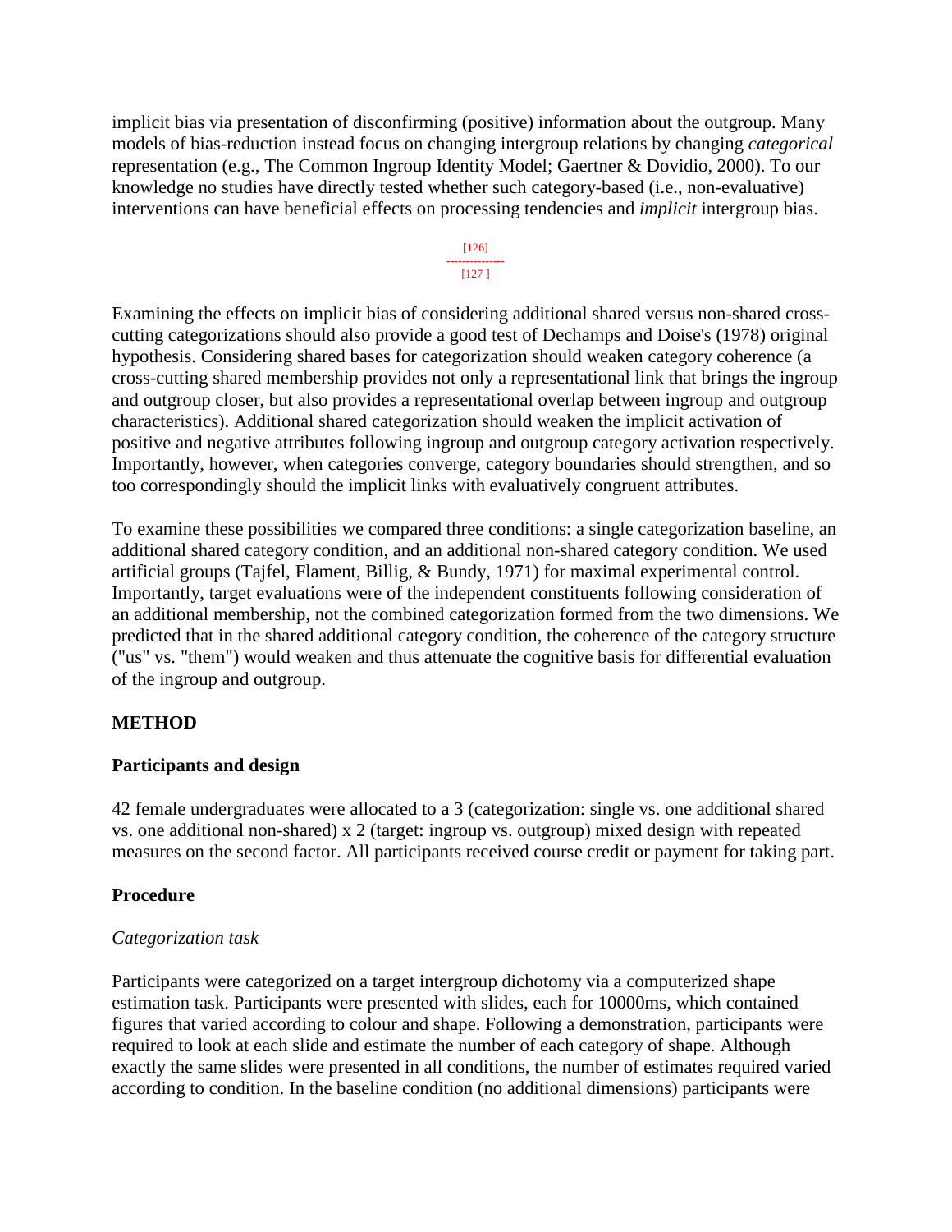implicit bias via presentation of disconfirming (positive) information about the outgroup. Many models of bias-reduction instead focus on changing intergroup relations by changing *categorical* representation (e.g., The Common Ingroup Identity Model; Gaertner & Dovidio, 2000). To our knowledge no studies have directly tested whether such category-based (i.e., non-evaluative) interventions can have beneficial effects on processing tendencies and *implicit* intergroup bias.

Examining the effects on implicit bias of considering additional shared versus non-shared cross-cutting categorizations should also provide a good test of Dechamps and Doise's (1978) original hypothesis. Considering shared bases for categorization should weaken category coherence (a cross-cutting shared membership provides not only a representational link that brings the ingroup and outgroup closer, but also provides a representational overlap between ingroup and outgroup characteristics). Additional shared categorization should weaken the implicit activation of positive and negative attributes following ingroup and outgroup category activation respectively. Importantly, however, when categories converge, category boundaries should strengthen, and so too correspondingly should the implicit links with evaluatively congruent attributes.

To examine these possibilities we compared three conditions: a single categorization baseline, an additional shared category condition, and an additional non-shared category condition. We used artificial groups (Tajfel, Flament, Billig, & Bundy, 1971) for maximal experimental control. Importantly, target evaluations were of the independent constituents following consideration of an additional membership, not the combined categorization formed from the two dimensions. We predicted that in the shared additional category condition, the coherence of the category structure ("us" vs. "them") would weaken and thus attenuate the cognitive basis for differential evaluation of the ingroup and outgroup.

## METHOD

### Participants and design

42 female undergraduates were allocated to a 3 (categorization: single vs. one additional shared vs. one additional non-shared) x 2 (target: ingroup vs. outgroup) mixed design with repeated measures on the second factor. All participants received course credit or payment for taking part.

### Procedure

#### *Categorization task*

Participants were categorized on a target intergroup dichotomy via a computerized shape estimation task. Participants were presented with slides, each for 10000ms, which contained figures that varied according to colour and shape. Following a demonstration, participants were required to look at each slide and estimate the number of each category of shape. Although exactly the same slides were presented in all conditions, the number of estimates required varied according to condition. In the baseline condition (no additional dimensions) participants were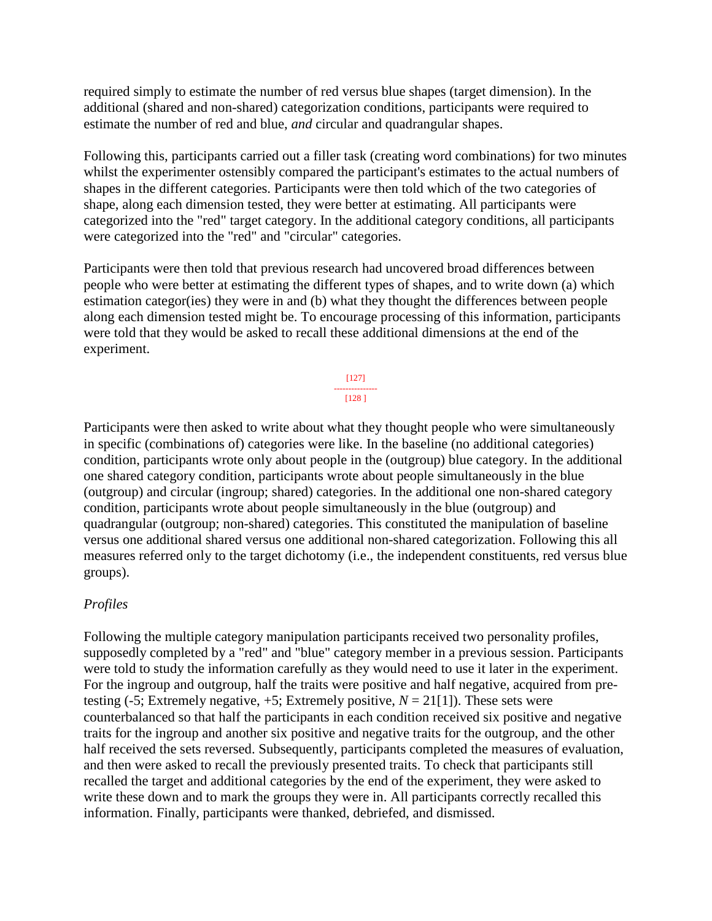required simply to estimate the number of red versus blue shapes (target dimension). In the additional (shared and non-shared) categorization conditions, participants were required to estimate the number of red and blue, *and* circular and quadrangular shapes.

Following this, participants carried out a filler task (creating word combinations) for two minutes whilst the experimenter ostensibly compared the participant's estimates to the actual numbers of shapes in the different categories. Participants were then told which of the two categories of shape, along each dimension tested, they were better at estimating. All participants were categorized into the "red" target category. In the additional category conditions, all participants were categorized into the "red" and "circular" categories.

Participants were then told that previous research had uncovered broad differences between people who were better at estimating the different types of shapes, and to write down (a) which estimation categor(ies) they were in and (b) what they thought the differences between people along each dimension tested might be. To encourage processing of this information, participants were told that they would be asked to recall these additional dimensions at the end of the experiment.

Participants were then asked to write about what they thought people who were simultaneously in specific (combinations of) categories were like. In the baseline (no additional categories) condition, participants wrote only about people in the (outgroup) blue category. In the additional one shared category condition, participants wrote about people simultaneously in the blue (outgroup) and circular (ingroup; shared) categories. In the additional one non-shared category condition, participants wrote about people simultaneously in the blue (outgroup) and quadrangular (outgroup; non-shared) categories. This constituted the manipulation of baseline versus one additional shared versus one additional non-shared categorization. Following this all measures referred only to the target dichotomy (i.e., the independent constituents, red versus blue groups).

*Profiles*

Following the multiple category manipulation participants received two personality profiles, supposedly completed by a "red" and "blue" category member in a previous session. Participants were told to study the information carefully as they would need to use it later in the experiment. For the ingroup and outgroup, half the traits were positive and half negative, acquired from pre-testing (-5; Extremely negative, +5; Extremely positive, $N = 21$[1]). These sets were counterbalanced so that half the participants in each condition received six positive and negative traits for the ingroup and another six positive and negative traits for the outgroup, and the other half received the sets reversed. Subsequently, participants completed the measures of evaluation, and then were asked to recall the previously presented traits. To check that participants still recalled the target and additional categories by the end of the experiment, they were asked to write these down and to mark the groups they were in. All participants correctly recalled this information. Finally, participants were thanked, debriefed, and dismissed.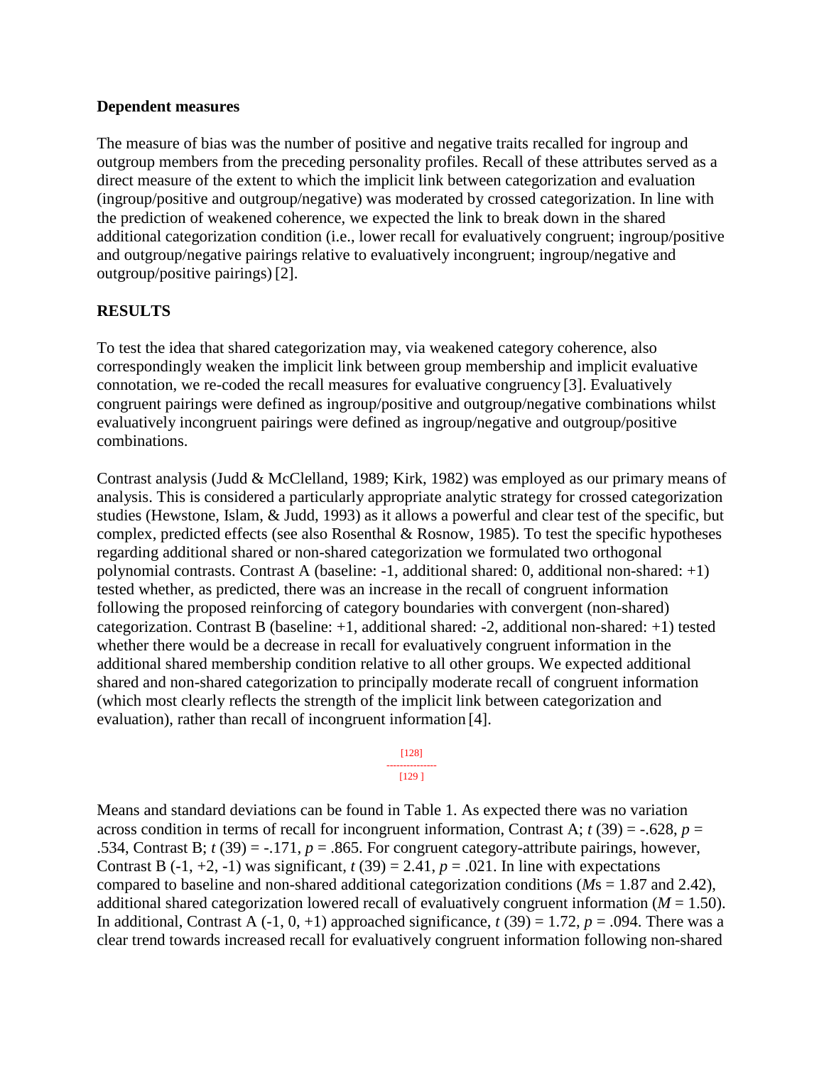**Dependent measures**

The measure of bias was the number of positive and negative traits recalled for ingroup and outgroup members from the preceding personality profiles. Recall of these attributes served as a direct measure of the extent to which the implicit link between categorization and evaluation (ingroup/positive and outgroup/negative) was moderated by crossed categorization. In line with the prediction of weakened coherence, we expected the link to break down in the shared additional categorization condition (i.e., lower recall for evaluatively congruent; ingroup/positive and outgroup/negative pairings relative to evaluatively incongruent; ingroup/negative and outgroup/positive pairings) [2].

**RESULTS**

To test the idea that shared categorization may, via weakened category coherence, also correspondingly weaken the implicit link between group membership and implicit evaluative connotation, we re-coded the recall measures for evaluative congruency [3]. Evaluatively congruent pairings were defined as ingroup/positive and outgroup/negative combinations whilst evaluatively incongruent pairings were defined as ingroup/negative and outgroup/positive combinations.

Contrast analysis (Judd & McClelland, 1989; Kirk, 1982) was employed as our primary means of analysis. This is considered a particularly appropriate analytic strategy for crossed categorization studies (Hewstone, Islam, & Judd, 1993) as it allows a powerful and clear test of the specific, but complex, predicted effects (see also Rosenthal & Rosnow, 1985). To test the specific hypotheses regarding additional shared or non-shared categorization we formulated two orthogonal polynomial contrasts. Contrast A (baseline: -1, additional shared: 0, additional non-shared: +1) tested whether, as predicted, there was an increase in the recall of congruent information following the proposed reinforcing of category boundaries with convergent (non-shared) categorization. Contrast B (baseline: +1, additional shared: -2, additional non-shared: +1) tested whether there would be a decrease in recall for evaluatively congruent information in the additional shared membership condition relative to all other groups. We expected additional shared and non-shared categorization to principally moderate recall of congruent information (which most clearly reflects the strength of the implicit link between categorization and evaluation), rather than recall of incongruent information [4].

Means and standard deviations can be found in Table 1. As expected there was no variation across condition in terms of recall for incongruent information, Contrast A; $t$ (39) = -.628, $p$ = .534, Contrast B; $t$ (39) = -.171, $p$ = .865. For congruent category-attribute pairings, however, Contrast B (-1, +2, -1) was significant, $t$ (39) = 2.41, $p$ = .021. In line with expectations compared to baseline and non-shared additional categorization conditions (*M*s = 1.87 and 2.42), additional shared categorization lowered recall of evaluatively congruent information ($M$ = 1.50). In additional, Contrast A (-1, 0, +1) approached significance, $t$ (39) = 1.72, $p$ = .094. There was a clear trend towards increased recall for evaluatively congruent information following non-shared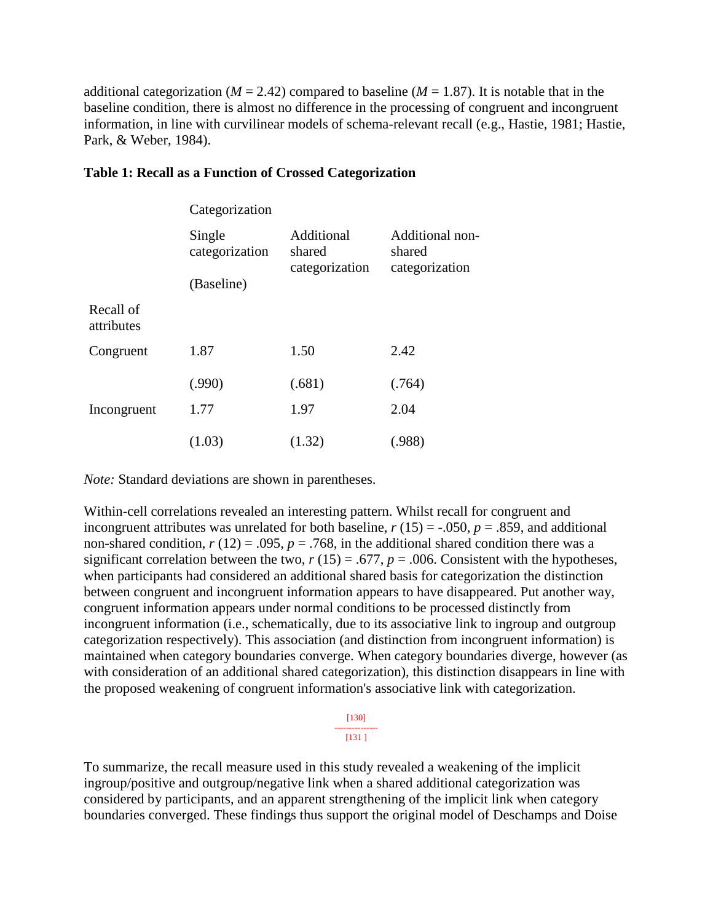additional categorization ($M$ = 2.42) compared to baseline ($M$ = 1.87). It is notable that in the baseline condition, there is almost no difference in the processing of congruent and incongruent information, in line with curvilinear models of schema-relevant recall (e.g., Hastie, 1981; Hastie, Park, & Weber, 1984).

**Table 1: Recall as a Function of Crossed Categorization**

| | Categorization | | |
|---|---|---|---|
| | Single categorization (Baseline) | Additional shared categorization | Additional non-shared categorization |
| Recall of attributes | | | |
| Congruent | 1.87 | 1.50 | 2.42 |
| | (.990) | (.681) | (.764) |
| Incongruent | 1.77 | 1.97 | 2.04 |
| | (1.03) | (1.32) | (.988) |

*Note:* Standard deviations are shown in parentheses.

Within-cell correlations revealed an interesting pattern. Whilst recall for congruent and incongruent attributes was unrelated for both baseline, $r$ (15) = -.050, $p$ = .859, and additional non-shared condition, $r$ (12) = .095, $p$ = .768, in the additional shared condition there was a significant correlation between the two, $r$ (15) = .677, $p$ = .006. Consistent with the hypotheses, when participants had considered an additional shared basis for categorization the distinction between congruent and incongruent information appears to have disappeared. Put another way, congruent information appears under normal conditions to be processed distinctly from incongruent information (i.e., schematically, due to its associative link to ingroup and outgroup categorization respectively). This association (and distinction from incongruent information) is maintained when category boundaries converge. When category boundaries diverge, however (as with consideration of an additional shared categorization), this distinction disappears in line with the proposed weakening of congruent information's associative link with categorization.

To summarize, the recall measure used in this study revealed a weakening of the implicit ingroup/positive and outgroup/negative link when a shared additional categorization was considered by participants, and an apparent strengthening of the implicit link when category boundaries converged. These findings thus support the original model of Deschamps and Doise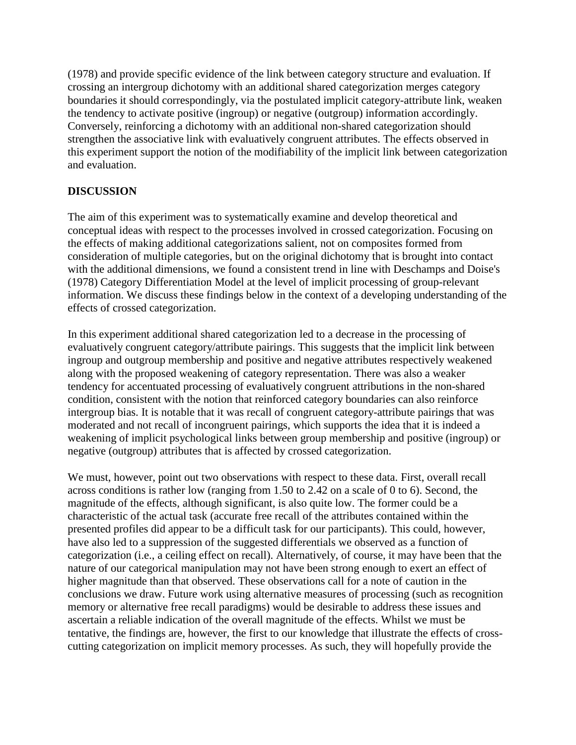(1978) and provide specific evidence of the link between category structure and evaluation. If crossing an intergroup dichotomy with an additional shared categorization merges category boundaries it should correspondingly, via the postulated implicit category-attribute link, weaken the tendency to activate positive (ingroup) or negative (outgroup) information accordingly. Conversely, reinforcing a dichotomy with an additional non-shared categorization should strengthen the associative link with evaluatively congruent attributes. The effects observed in this experiment support the notion of the modifiability of the implicit link between categorization and evaluation.

## DISCUSSION

The aim of this experiment was to systematically examine and develop theoretical and conceptual ideas with respect to the processes involved in crossed categorization. Focusing on the effects of making additional categorizations salient, not on composites formed from consideration of multiple categories, but on the original dichotomy that is brought into contact with the additional dimensions, we found a consistent trend in line with Deschamps and Doise's (1978) Category Differentiation Model at the level of implicit processing of group-relevant information. We discuss these findings below in the context of a developing understanding of the effects of crossed categorization.

In this experiment additional shared categorization led to a decrease in the processing of evaluatively congruent category/attribute pairings. This suggests that the implicit link between ingroup and outgroup membership and positive and negative attributes respectively weakened along with the proposed weakening of category representation. There was also a weaker tendency for accentuated processing of evaluatively congruent attributions in the non-shared condition, consistent with the notion that reinforced category boundaries can also reinforce intergroup bias. It is notable that it was recall of congruent category-attribute pairings that was moderated and not recall of incongruent pairings, which supports the idea that it is indeed a weakening of implicit psychological links between group membership and positive (ingroup) or negative (outgroup) attributes that is affected by crossed categorization.

We must, however, point out two observations with respect to these data. First, overall recall across conditions is rather low (ranging from 1.50 to 2.42 on a scale of 0 to 6). Second, the magnitude of the effects, although significant, is also quite low. The former could be a characteristic of the actual task (accurate free recall of the attributes contained within the presented profiles did appear to be a difficult task for our participants). This could, however, have also led to a suppression of the suggested differentials we observed as a function of categorization (i.e., a ceiling effect on recall). Alternatively, of course, it may have been that the nature of our categorical manipulation may not have been strong enough to exert an effect of higher magnitude than that observed. These observations call for a note of caution in the conclusions we draw. Future work using alternative measures of processing (such as recognition memory or alternative free recall paradigms) would be desirable to address these issues and ascertain a reliable indication of the overall magnitude of the effects. Whilst we must be tentative, the findings are, however, the first to our knowledge that illustrate the effects of cross-cutting categorization on implicit memory processes. As such, they will hopefully provide the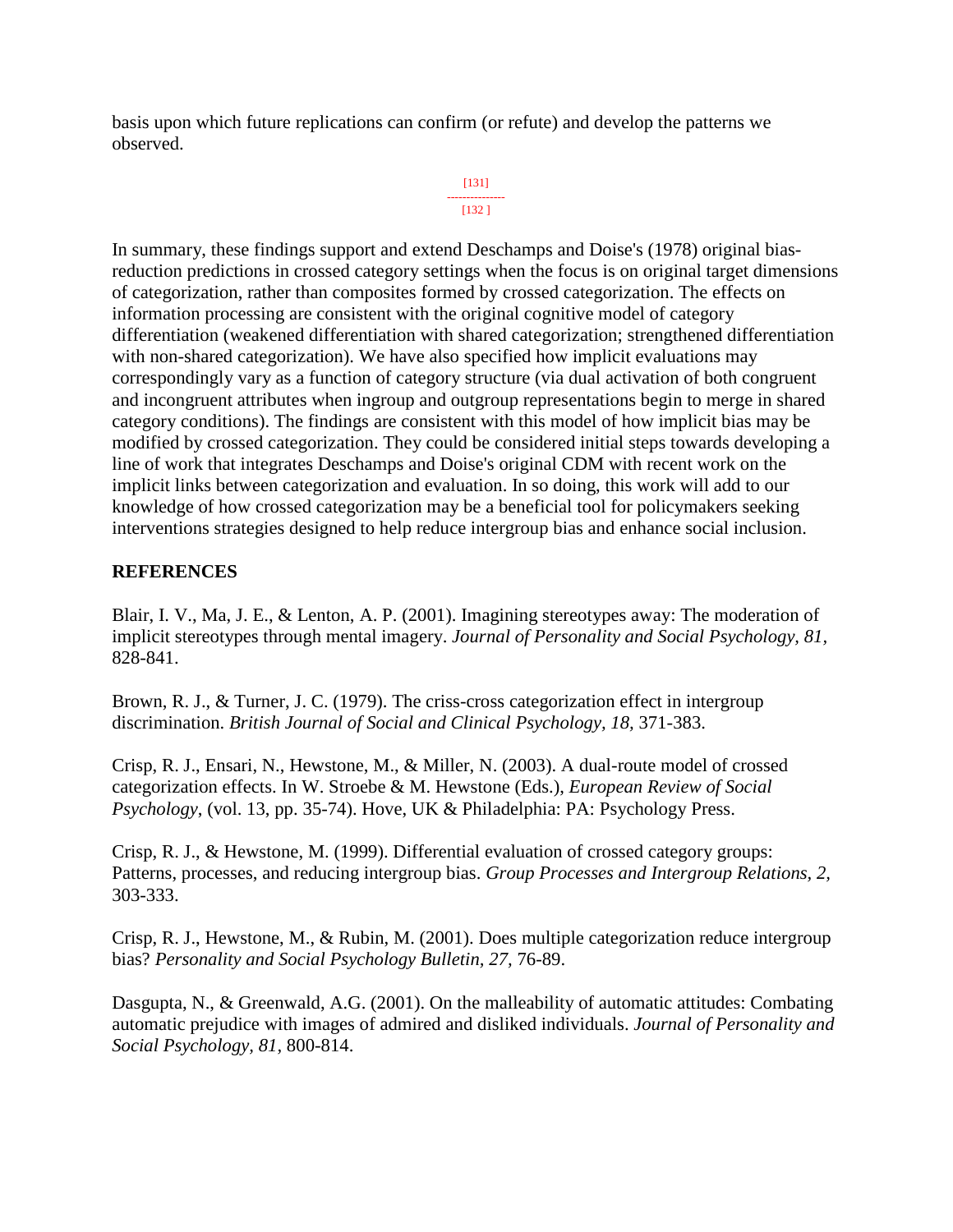basis upon which future replications can confirm (or refute) and develop the patterns we observed.

In summary, these findings support and extend Deschamps and Doise's (1978) original bias-reduction predictions in crossed category settings when the focus is on original target dimensions of categorization, rather than composites formed by crossed categorization. The effects on information processing are consistent with the original cognitive model of category differentiation (weakened differentiation with shared categorization; strengthened differentiation with non-shared categorization). We have also specified how implicit evaluations may correspondingly vary as a function of category structure (via dual activation of both congruent and incongruent attributes when ingroup and outgroup representations begin to merge in shared category conditions). The findings are consistent with this model of how implicit bias may be modified by crossed categorization. They could be considered initial steps towards developing a line of work that integrates Deschamps and Doise's original CDM with recent work on the implicit links between categorization and evaluation. In so doing, this work will add to our knowledge of how crossed categorization may be a beneficial tool for policymakers seeking interventions strategies designed to help reduce intergroup bias and enhance social inclusion.

## REFERENCES

Blair, I. V., Ma, J. E., & Lenton, A. P. (2001). Imagining stereotypes away: The moderation of implicit stereotypes through mental imagery. *Journal of Personality and Social Psychology, 81,* 828-841.

Brown, R. J., & Turner, J. C. (1979). The criss-cross categorization effect in intergroup discrimination. *British Journal of Social and Clinical Psychology, 18,* 371-383.

Crisp, R. J., Ensari, N., Hewstone, M., & Miller, N. (2003). A dual-route model of crossed categorization effects. In W. Stroebe & M. Hewstone (Eds.), *European Review of Social Psychology*, (vol. 13, pp. 35-74). Hove, UK & Philadelphia: PA: Psychology Press.

Crisp, R. J., & Hewstone, M. (1999). Differential evaluation of crossed category groups: Patterns, processes, and reducing intergroup bias. *Group Processes and Intergroup Relations, 2,* 303-333.

Crisp, R. J., Hewstone, M., & Rubin, M. (2001). Does multiple categorization reduce intergroup bias? *Personality and Social Psychology Bulletin, 27,* 76-89.

Dasgupta, N., & Greenwald, A.G. (2001). On the malleability of automatic attitudes: Combating automatic prejudice with images of admired and disliked individuals. *Journal of Personality and Social Psychology, 81,* 800-814.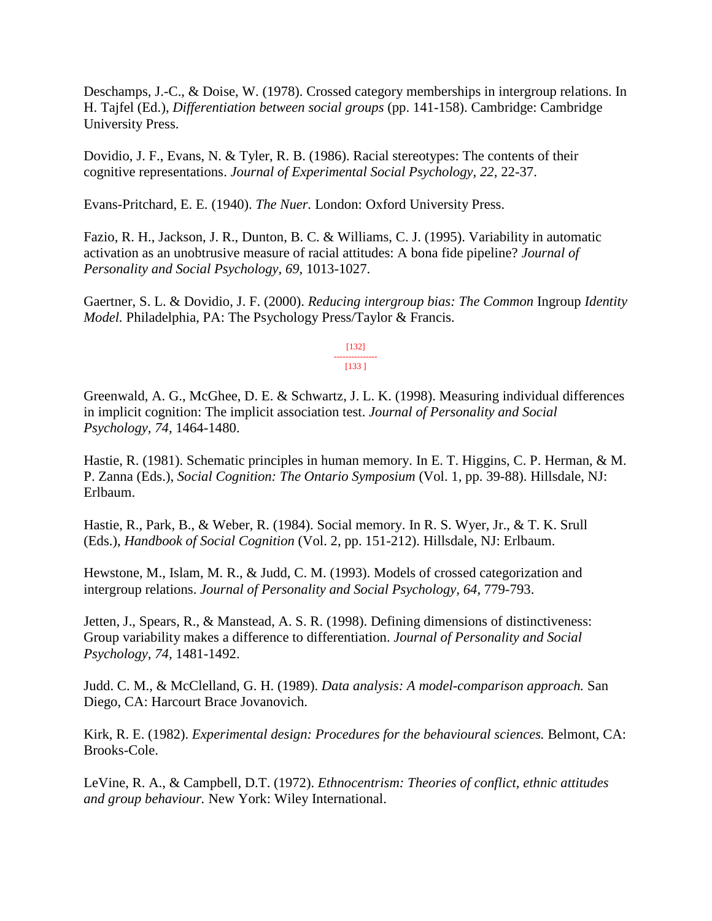Deschamps, J.-C., & Doise, W. (1978). Crossed category memberships in intergroup relations. In H. Tajfel (Ed.), *Differentiation between social groups* (pp. 141-158). Cambridge: Cambridge University Press.

Dovidio, J. F., Evans, N. & Tyler, R. B. (1986). Racial stereotypes: The contents of their cognitive representations. *Journal of Experimental Social Psychology, 22,* 22-37.

Evans-Pritchard, E. E. (1940). *The Nuer.* London: Oxford University Press.

Fazio, R. H., Jackson, J. R., Dunton, B. C. & Williams, C. J. (1995). Variability in automatic activation as an unobtrusive measure of racial attitudes: A bona fide pipeline? *Journal of Personality and Social Psychology, 69,* 1013-1027.

Gaertner, S. L. & Dovidio, J. F. (2000). *Reducing intergroup bias: The Common* Ingroup *Identity Model.* Philadelphia, PA: The Psychology Press/Taylor & Francis.

[132]
---------------
[133 ]

Greenwald, A. G., McGhee, D. E. & Schwartz, J. L. K. (1998). Measuring individual differences in implicit cognition: The implicit association test. *Journal of Personality and Social Psychology, 74,* 1464-1480.

Hastie, R. (1981). Schematic principles in human memory. In E. T. Higgins, C. P. Herman, & M. P. Zanna (Eds.), *Social Cognition: The Ontario Symposium* (Vol. 1, pp. 39-88). Hillsdale, NJ: Erlbaum.

Hastie, R., Park, B., & Weber, R. (1984). Social memory. In R. S. Wyer, Jr., & T. K. Srull (Eds.), *Handbook of Social Cognition* (Vol. 2, pp. 151-212). Hillsdale, NJ: Erlbaum.

Hewstone, M., Islam, M. R., & Judd, C. M. (1993). Models of crossed categorization and intergroup relations. *Journal of Personality and Social Psychology, 64,* 779-793.

Jetten, J., Spears, R., & Manstead, A. S. R. (1998). Defining dimensions of distinctiveness: Group variability makes a difference to differentiation. *Journal of Personality and Social Psychology, 74,* 1481-1492.

Judd. C. M., & McClelland, G. H. (1989). *Data analysis: A model-comparison approach.* San Diego, CA: Harcourt Brace Jovanovich.

Kirk, R. E. (1982). *Experimental design: Procedures for the behavioural sciences.* Belmont, CA: Brooks-Cole.

LeVine, R. A., & Campbell, D.T. (1972). *Ethnocentrism: Theories of conflict, ethnic attitudes and group behaviour.* New York: Wiley International.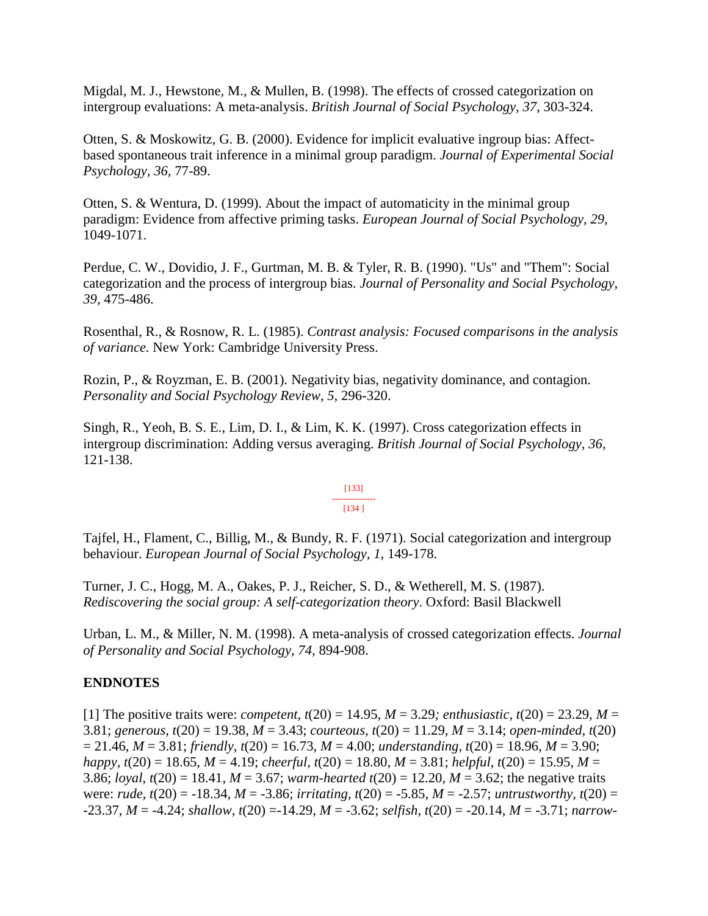Migdal, M. J., Hewstone, M., & Mullen, B. (1998). The effects of crossed categorization on intergroup evaluations: A meta-analysis. *British Journal of Social Psychology, 37,* 303-324.

Otten, S. & Moskowitz, G. B. (2000). Evidence for implicit evaluative ingroup bias: Affect-based spontaneous trait inference in a minimal group paradigm. *Journal of Experimental Social Psychology, 36,* 77-89.

Otten, S. & Wentura, D. (1999). About the impact of automaticity in the minimal group paradigm: Evidence from affective priming tasks. *European Journal of Social Psychology, 29,* 1049-1071.

Perdue, C. W., Dovidio, J. F., Gurtman, M. B. & Tyler, R. B. (1990). "Us" and "Them": Social categorization and the process of intergroup bias. *Journal of Personality and Social Psychology, 39,* 475-486.

Rosenthal, R., & Rosnow, R. L. (1985). *Contrast analysis: Focused comparisons in the analysis of variance.* New York: Cambridge University Press.

Rozin, P., & Royzman, E. B. (2001). Negativity bias, negativity dominance, and contagion. *Personality and Social Psychology Review, 5,* 296-320.

Singh, R., Yeoh, B. S. E., Lim, D. I., & Lim, K. K. (1997). Cross categorization effects in intergroup discrimination: Adding versus averaging. *British Journal of Social Psychology, 36,* 121-138.

Tajfel, H., Flament, C., Billig, M., & Bundy, R. F. (1971). Social categorization and intergroup behaviour. *European Journal of Social Psychology, 1,* 149-178.

Turner, J. C., Hogg, M. A., Oakes, P. J., Reicher, S. D., & Wetherell, M. S. (1987). *Rediscovering the social group: A self-categorization theory*. Oxford: Basil Blackwell

Urban, L. M., & Miller, N. M. (1998). A meta-analysis of crossed categorization effects. *Journal of Personality and Social Psychology, 74,* 894-908.

**ENDNOTES**

[1] The positive traits were: *competent*, $t(20) = 14.95$, $M = 3.29$; *enthusiastic*, $t(20) = 23.29$, $M = 3.81$; *generous*, $t(20) = 19.38$, $M = 3.43$; *courteous*, $t(20) = 11.29$, $M = 3.14$; *open-minded*, $t(20) = 21.46$, $M = 3.81$; *friendly*, $t(20) = 16.73$, $M = 4.00$; *understanding*, $t(20) = 18.96$, $M = 3.90$; *happy*, $t(20) = 18.65$, $M = 4.19$; *cheerful*, $t(20) = 18.80$, $M = 3.81$; *helpful*, $t(20) = 15.95$, $M = 3.86$; *loyal*, $t(20) = 18.41$, $M = 3.67$; *warm-hearted* $t(20) = 12.20$, $M = 3.62$; the negative traits were: *rude*, $t(20) = -18.34$, $M = -3.86$; *irritating*, $t(20) = -5.85$, $M = -2.57$; *untrustworthy*, $t(20) = -23.37$, $M = -4.24$; *shallow*, $t(20) = -14.29$, $M = -3.62$; *selfish*, $t(20) = -20.14$, $M = -3.71$; *narrow-*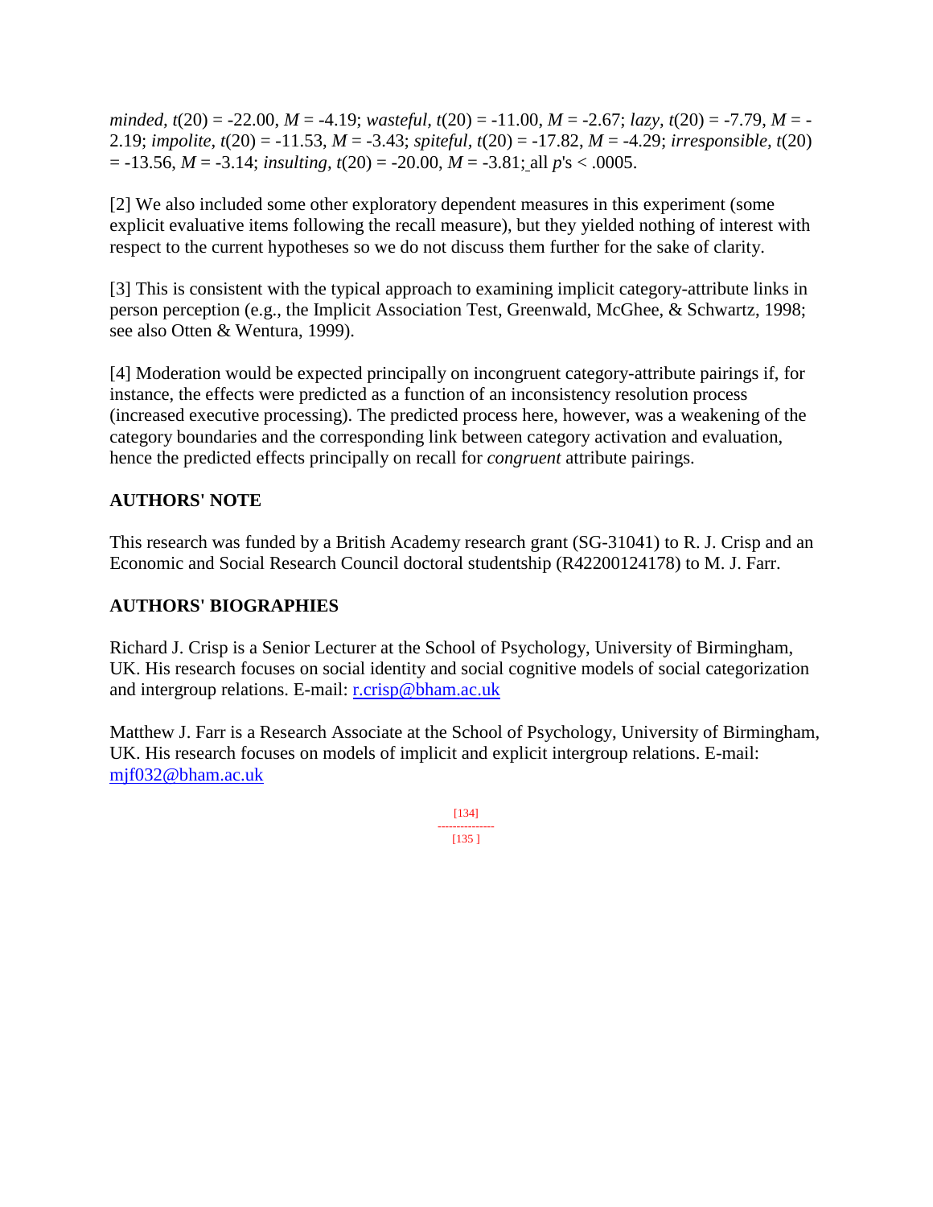*minded*, $t(20) = -22.00$, $M = -4.19$; *wasteful*, $t(20) = -11.00$, $M = -2.67$; *lazy*, $t(20) = -7.79$, $M = -2.19$; *impolite*, $t(20) = -11.53$, $M = -3.43$; *spiteful*, $t(20) = -17.82$, $M = -4.29$; *irresponsible*, $t(20) = -13.56$, $M = -3.14$; *insulting*, $t(20) = -20.00$, $M = -3.81$; all $p$'s $< .0005$.

[2] We also included some other exploratory dependent measures in this experiment (some explicit evaluative items following the recall measure), but they yielded nothing of interest with respect to the current hypotheses so we do not discuss them further for the sake of clarity.

[3] This is consistent with the typical approach to examining implicit category-attribute links in person perception (e.g., the Implicit Association Test, Greenwald, McGhee, & Schwartz, 1998; see also Otten & Wentura, 1999).

[4] Moderation would be expected principally on incongruent category-attribute pairings if, for instance, the effects were predicted as a function of an inconsistency resolution process (increased executive processing). The predicted process here, however, was a weakening of the category boundaries and the corresponding link between category activation and evaluation, hence the predicted effects principally on recall for *congruent* attribute pairings.

## AUTHORS' NOTE

This research was funded by a British Academy research grant (SG-31041) to R. J. Crisp and an Economic and Social Research Council doctoral studentship (R42200124178) to M. J. Farr.

## AUTHORS' BIOGRAPHIES

Richard J. Crisp is a Senior Lecturer at the School of Psychology, University of Birmingham, UK. His research focuses on social identity and social cognitive models of social categorization and intergroup relations. E-mail: r.crisp@bham.ac.uk

Matthew J. Farr is a Research Associate at the School of Psychology, University of Birmingham, UK. His research focuses on models of implicit and explicit intergroup relations. E-mail: mjf032@bham.ac.uk